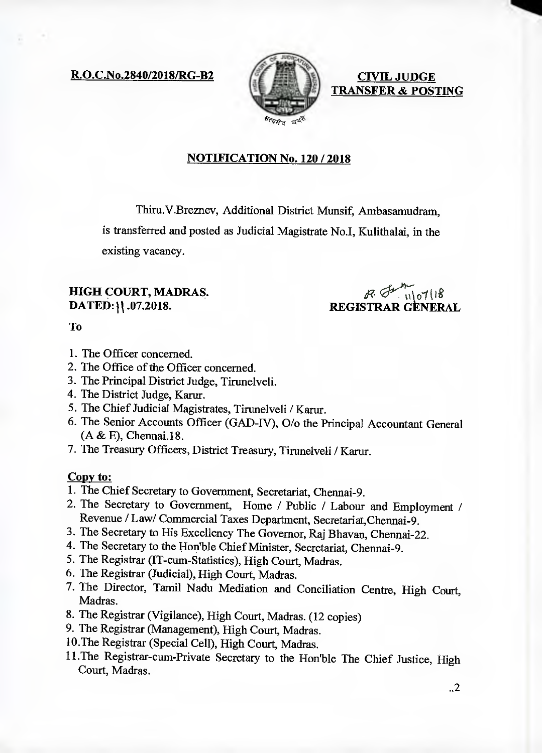**R.O.C.No.2840/2018/RG-B2**

**CIVIL JUDGE TRANSFER & POSTING**

**NOTIFICATION No. 120 / 2018**

Thiru.V.Breznev, Additional District Munsif, Ambasamudram, is transferred and posted as Judicial Magistrate No.I, Kulithalai, in the existing vacancy.

**HIGH COURT, MADRAS.**
**DATED: 11.07.2018.**

11/07/18
**REGISTRAR GENERAL**

**To**

1. The Officer concerned.
2. The Office of the Officer concerned.
3. The Principal District Judge, Tirunelveli.
4. The District Judge, Karur.
5. The Chief Judicial Magistrates, Tirunelveli / Karur.
6. The Senior Accounts Officer (GAD-IV), O/o the Principal Accountant General (A & E), Chennai.18.
7. The Treasury Officers, District Treasury, Tirunelveli / Karur.

**Copy to:**

1. The Chief Secretary to Government, Secretariat, Chennai-9.
2. The Secretary to Government, Home / Public / Labour and Employment / Revenue / Law/ Commercial Taxes Department, Secretariat,Chennai-9.
3. The Secretary to His Excellency The Governor, Raj Bhavan, Chennai-22.
4. The Secretary to the Hon'ble Chief Minister, Secretariat, Chennai-9.
5. The Registrar (IT-cum-Statistics), High Court, Madras.
6. The Registrar (Judicial), High Court, Madras.
7. The Director, Tamil Nadu Mediation and Conciliation Centre, High Court, Madras.
8. The Registrar (Vigilance), High Court, Madras. (12 copies)
9. The Registrar (Management), High Court, Madras.
10. The Registrar (Special Cell), High Court, Madras.
11. The Registrar-cum-Private Secretary to the Hon'ble The Chief Justice, High Court, Madras.

..2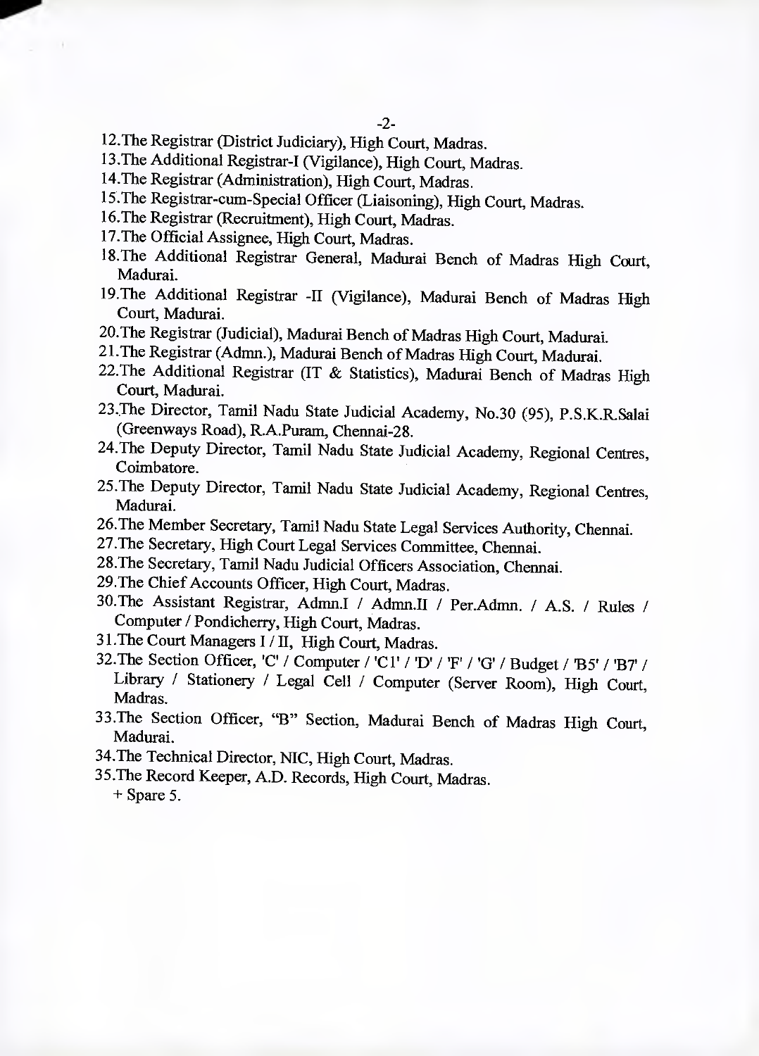12. The Registrar (District Judiciary), High Court, Madras.
13. The Additional Registrar-I (Vigilance), High Court, Madras.
14. The Registrar (Administration), High Court, Madras.
15. The Registrar-cum-Special Officer (Liaisoning), High Court, Madras.
16. The Registrar (Recruitment), High Court, Madras.
17. The Official Assignee, High Court, Madras.
18. The Additional Registrar General, Madurai Bench of Madras High Court, Madurai.
19. The Additional Registrar -II (Vigilance), Madurai Bench of Madras High Court, Madurai.
20. The Registrar (Judicial), Madurai Bench of Madras High Court, Madurai.
21. The Registrar (Admn.), Madurai Bench of Madras High Court, Madurai.
22. The Additional Registrar (IT & Statistics), Madurai Bench of Madras High Court, Madurai.
23. The Director, Tamil Nadu State Judicial Academy, No.30 (95), P.S.K.R.Salai (Greenways Road), R.A.Puram, Chennai-28.
24. The Deputy Director, Tamil Nadu State Judicial Academy, Regional Centres, Coimbatore.
25. The Deputy Director, Tamil Nadu State Judicial Academy, Regional Centres, Madurai.
26. The Member Secretary, Tamil Nadu State Legal Services Authority, Chennai.
27. The Secretary, High Court Legal Services Committee, Chennai.
28. The Secretary, Tamil Nadu Judicial Officers Association, Chennai.
29. The Chief Accounts Officer, High Court, Madras.
30. The Assistant Registrar, Admn.I / Admn.II / Per.Admn. / A.S. / Rules / Computer / Pondicherry, High Court, Madras.
31. The Court Managers I / II, High Court, Madras.
32. The Section Officer, 'C' / Computer / 'C1' / 'D' / 'F' / 'G' / Budget / 'B5' / 'B7' / Library / Stationery / Legal Cell / Computer (Server Room), High Court, Madras.
33. The Section Officer, "B" Section, Madurai Bench of Madras High Court, Madurai.
34. The Technical Director, NIC, High Court, Madras.
35. The Record Keeper, A.D. Records, High Court, Madras.

+ Spare 5.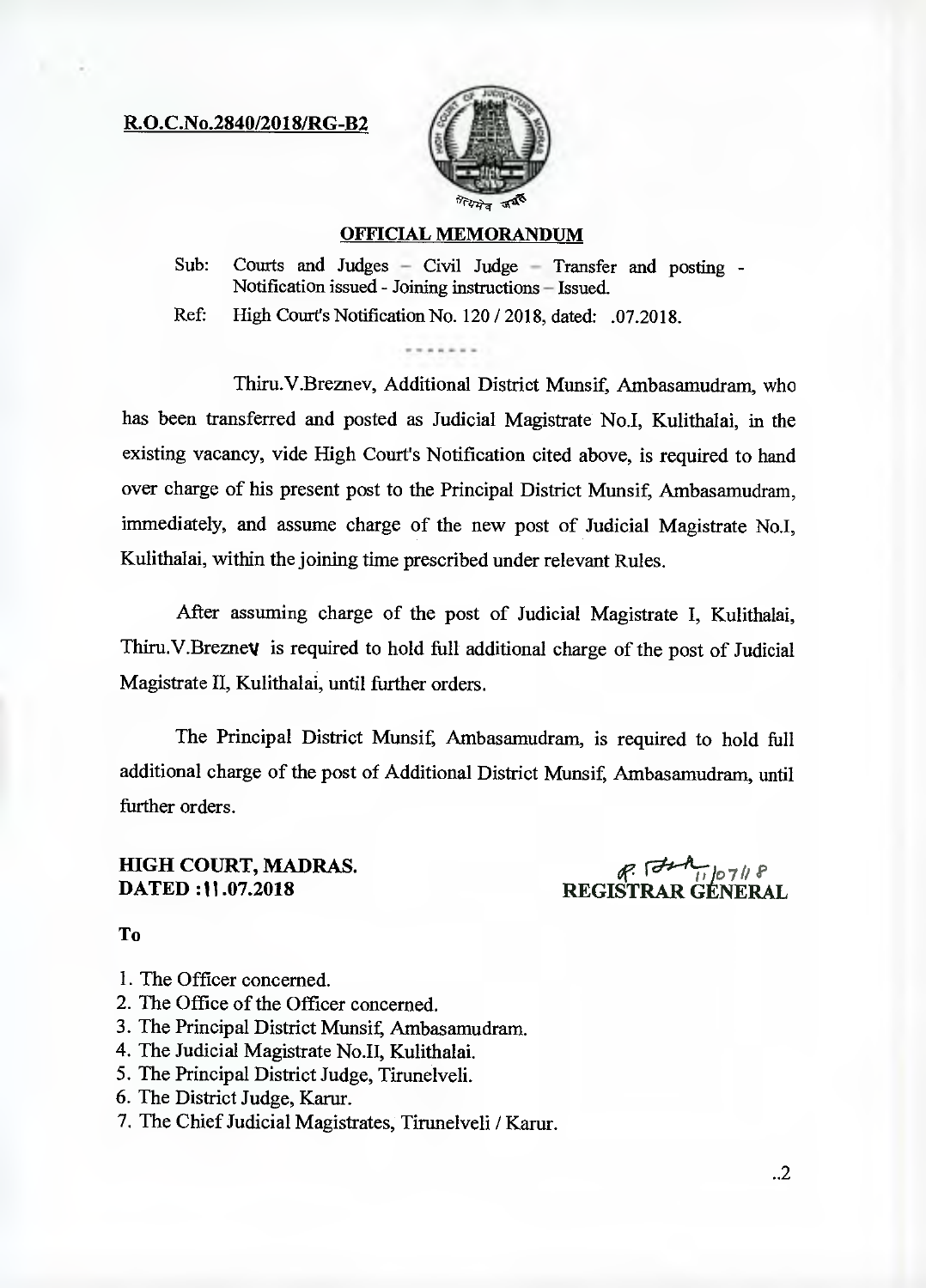**R.O.C.No.2840/2018/RG-B2**

## OFFICIAL MEMORANDUM

Sub: Courts and Judges – Civil Judge – Transfer and posting - Notification issued - Joining instructions – Issued.

Ref: High Court's Notification No. 120 / 2018, dated: .07.2018.

-------

Thiru.V.Breznev, Additional District Munsif, Ambasamudram, who has been transferred and posted as Judicial Magistrate No.I, Kulithalai, in the existing vacancy, vide High Court's Notification cited above, is required to hand over charge of his present post to the Principal District Munsif, Ambasamudram, immediately, and assume charge of the new post of Judicial Magistrate No.I, Kulithalai, within the joining time prescribed under relevant Rules.

After assuming charge of the post of Judicial Magistrate I, Kulithalai, Thiru.V.Breznev is required to hold full additional charge of the post of Judicial Magistrate II, Kulithalai, until further orders.

The Principal District Munsif, Ambasamudram, is required to hold full additional charge of the post of Additional District Munsif, Ambasamudram, until further orders.

**HIGH COURT, MADRAS.**
**DATED : 11.07.2018**

11/07/18
**REGISTRAR GENERAL**

**To**

1. The Officer concerned.
2. The Office of the Officer concerned.
3. The Principal District Munsif, Ambasamudram.
4. The Judicial Magistrate No.II, Kulithalai.
5. The Principal District Judge, Tirunelveli.
6. The District Judge, Karur.
7. The Chief Judicial Magistrates, Tirunelveli / Karur.

..2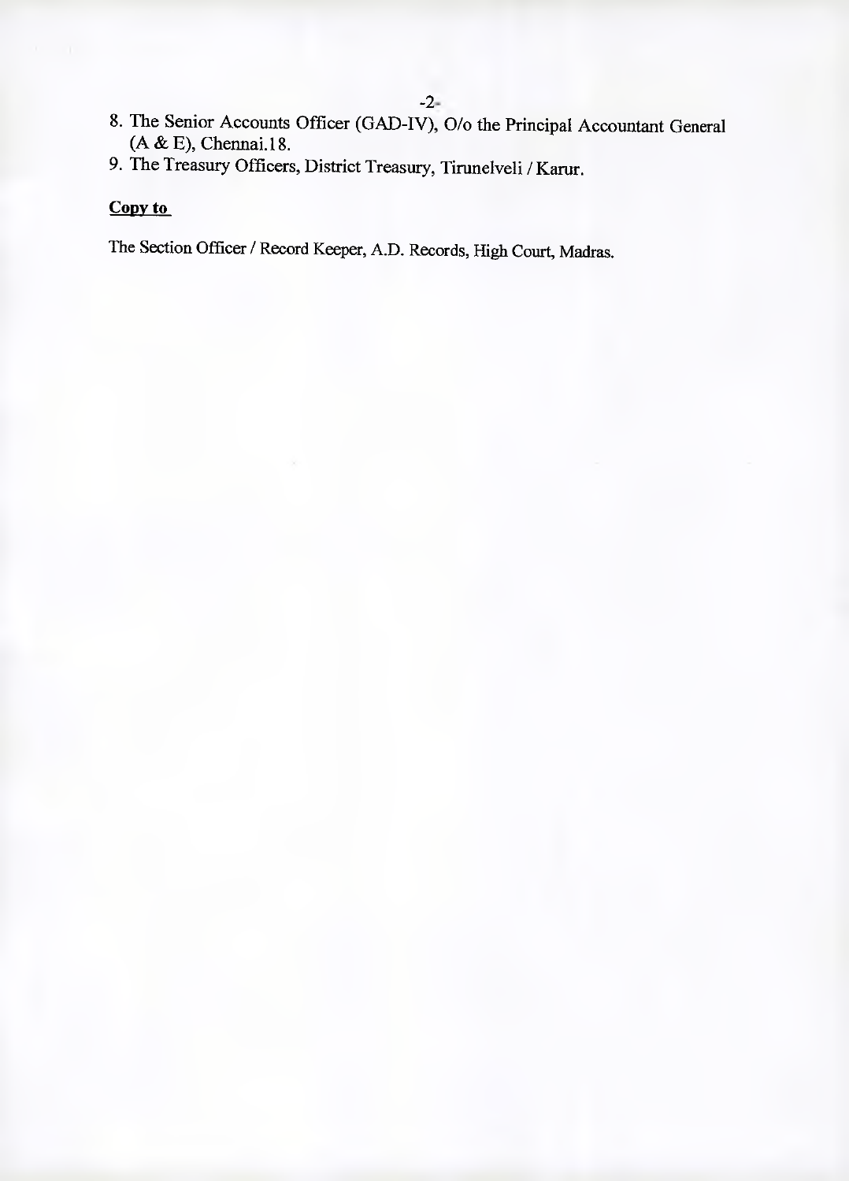8. The Senior Accounts Officer (GAD-IV), O/o the Principal Accountant General (A & E), Chennai.18.
9. The Treasury Officers, District Treasury, Tirunelveli / Karur.

**Copy to**

The Section Officer / Record Keeper, A.D. Records, High Court, Madras.